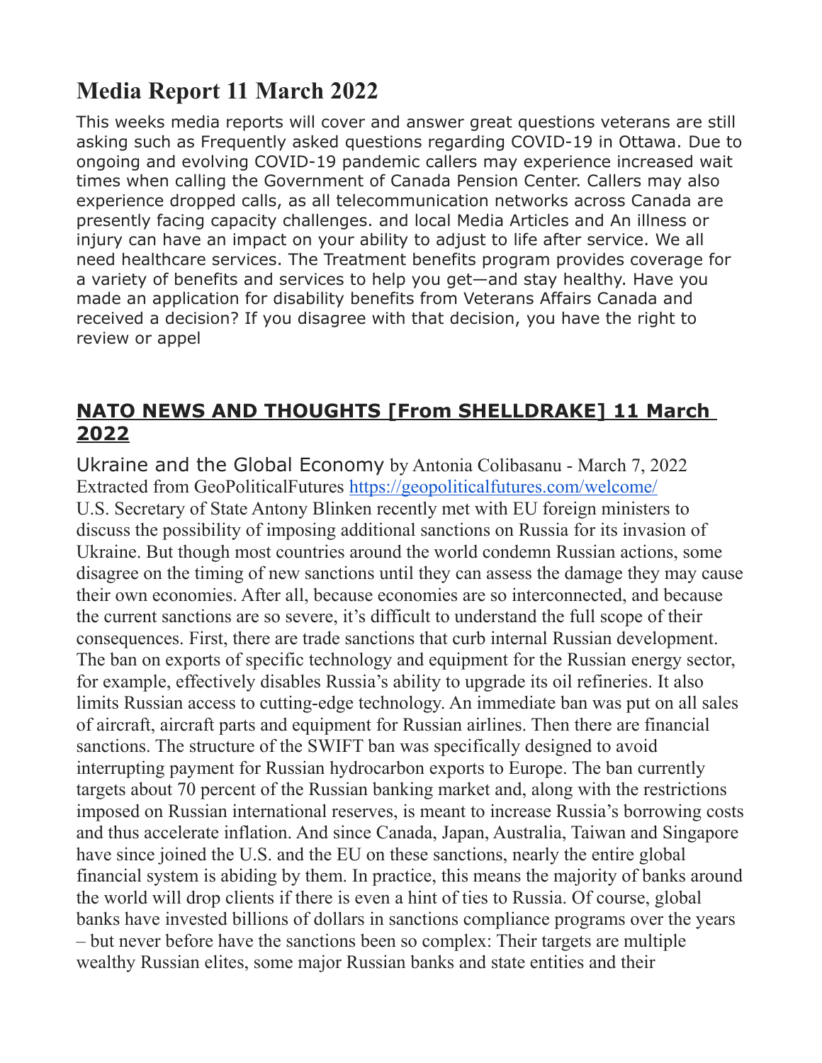# Media Report 11 March 2022

This weeks media reports will cover and answer great questions veterans are still asking such as Frequently asked questions regarding COVID-19 in Ottawa. Due to ongoing and evolving COVID-19 pandemic callers may experience increased wait times when calling the Government of Canada Pension Center. Callers may also experience dropped calls, as all telecommunication networks across Canada are presently facing capacity challenges. and local Media Articles and An illness or injury can have an impact on your ability to adjust to life after service. We all need healthcare services. The Treatment benefits program provides coverage for a variety of benefits and services to help you get—and stay healthy. Have you made an application for disability benefits from Veterans Affairs Canada and received a decision? If you disagree with that decision, you have the right to review or appel

## NATO NEWS AND THOUGHTS [From SHELLDRAKE] 11 March 2022

Ukraine and the Global Economy by Antonia Colibasanu - March 7, 2022
Extracted from GeoPoliticalFutures https://geopoliticalfutures.com/welcome/
U.S. Secretary of State Antony Blinken recently met with EU foreign ministers to discuss the possibility of imposing additional sanctions on Russia for its invasion of Ukraine. But though most countries around the world condemn Russian actions, some disagree on the timing of new sanctions until they can assess the damage they may cause their own economies. After all, because economies are so interconnected, and because the current sanctions are so severe, it's difficult to understand the full scope of their consequences. First, there are trade sanctions that curb internal Russian development. The ban on exports of specific technology and equipment for the Russian energy sector, for example, effectively disables Russia's ability to upgrade its oil refineries. It also limits Russian access to cutting-edge technology. An immediate ban was put on all sales of aircraft, aircraft parts and equipment for Russian airlines. Then there are financial sanctions. The structure of the SWIFT ban was specifically designed to avoid interrupting payment for Russian hydrocarbon exports to Europe. The ban currently targets about 70 percent of the Russian banking market and, along with the restrictions imposed on Russian international reserves, is meant to increase Russia's borrowing costs and thus accelerate inflation. And since Canada, Japan, Australia, Taiwan and Singapore have since joined the U.S. and the EU on these sanctions, nearly the entire global financial system is abiding by them. In practice, this means the majority of banks around the world will drop clients if there is even a hint of ties to Russia. Of course, global banks have invested billions of dollars in sanctions compliance programs over the years – but never before have the sanctions been so complex: Their targets are multiple wealthy Russian elites, some major Russian banks and state entities and their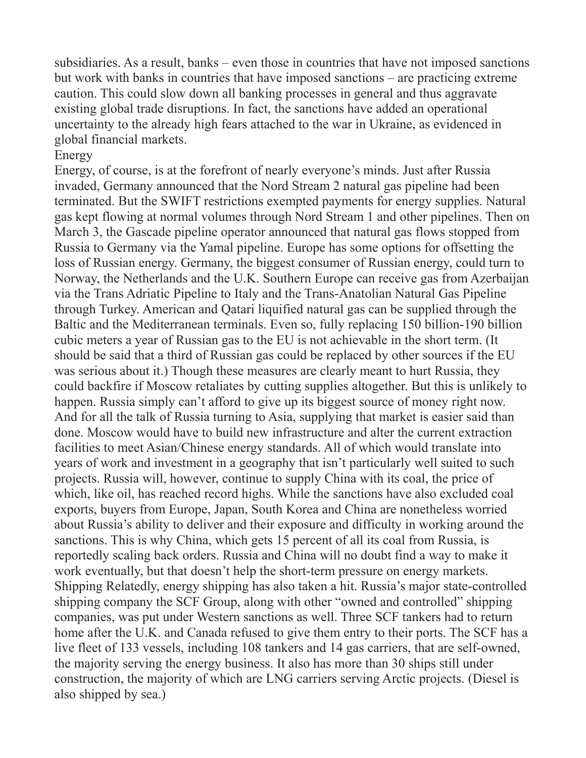subsidiaries. As a result, banks – even those in countries that have not imposed sanctions but work with banks in countries that have imposed sanctions – are practicing extreme caution. This could slow down all banking processes in general and thus aggravate existing global trade disruptions. In fact, the sanctions have added an operational uncertainty to the already high fears attached to the war in Ukraine, as evidenced in global financial markets.

## Energy

Energy, of course, is at the forefront of nearly everyone's minds. Just after Russia invaded, Germany announced that the Nord Stream 2 natural gas pipeline had been terminated. But the SWIFT restrictions exempted payments for energy supplies. Natural gas kept flowing at normal volumes through Nord Stream 1 and other pipelines. Then on March 3, the Gascade pipeline operator announced that natural gas flows stopped from Russia to Germany via the Yamal pipeline. Europe has some options for offsetting the loss of Russian energy. Germany, the biggest consumer of Russian energy, could turn to Norway, the Netherlands and the U.K. Southern Europe can receive gas from Azerbaijan via the Trans Adriatic Pipeline to Italy and the Trans-Anatolian Natural Gas Pipeline through Turkey. American and Qatari liquified natural gas can be supplied through the Baltic and the Mediterranean terminals. Even so, fully replacing 150 billion-190 billion cubic meters a year of Russian gas to the EU is not achievable in the short term. (It should be said that a third of Russian gas could be replaced by other sources if the EU was serious about it.) Though these measures are clearly meant to hurt Russia, they could backfire if Moscow retaliates by cutting supplies altogether. But this is unlikely to happen. Russia simply can't afford to give up its biggest source of money right now. And for all the talk of Russia turning to Asia, supplying that market is easier said than done. Moscow would have to build new infrastructure and alter the current extraction facilities to meet Asian/Chinese energy standards. All of which would translate into years of work and investment in a geography that isn't particularly well suited to such projects. Russia will, however, continue to supply China with its coal, the price of which, like oil, has reached record highs. While the sanctions have also excluded coal exports, buyers from Europe, Japan, South Korea and China are nonetheless worried about Russia's ability to deliver and their exposure and difficulty in working around the sanctions. This is why China, which gets 15 percent of all its coal from Russia, is reportedly scaling back orders. Russia and China will no doubt find a way to make it work eventually, but that doesn't help the short-term pressure on energy markets.

## Shipping

Relatedly, energy shipping has also taken a hit. Russia's major state-controlled shipping company the SCF Group, along with other "owned and controlled" shipping companies, was put under Western sanctions as well. Three SCF tankers had to return home after the U.K. and Canada refused to give them entry to their ports. The SCF has a live fleet of 133 vessels, including 108 tankers and 14 gas carriers, that are self-owned, the majority serving the energy business. It also has more than 30 ships still under construction, the majority of which are LNG carriers serving Arctic projects. (Diesel is also shipped by sea.)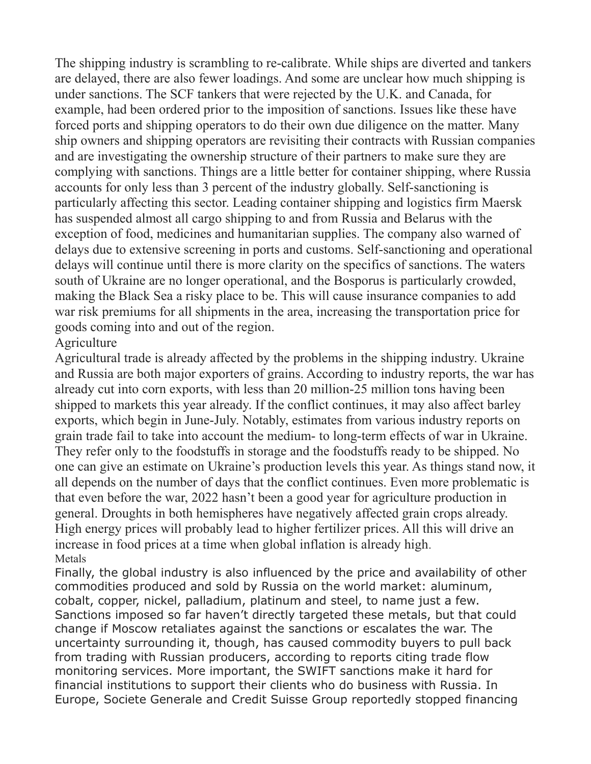The shipping industry is scrambling to re-calibrate. While ships are diverted and tankers are delayed, there are also fewer loadings. And some are unclear how much shipping is under sanctions. The SCF tankers that were rejected by the U.K. and Canada, for example, had been ordered prior to the imposition of sanctions. Issues like these have forced ports and shipping operators to do their own due diligence on the matter. Many ship owners and shipping operators are revisiting their contracts with Russian companies and are investigating the ownership structure of their partners to make sure they are complying with sanctions. Things are a little better for container shipping, where Russia accounts for only less than 3 percent of the industry globally. Self-sanctioning is particularly affecting this sector. Leading container shipping and logistics firm Maersk has suspended almost all cargo shipping to and from Russia and Belarus with the exception of food, medicines and humanitarian supplies. The company also warned of delays due to extensive screening in ports and customs. Self-sanctioning and operational delays will continue until there is more clarity on the specifics of sanctions. The waters south of Ukraine are no longer operational, and the Bosporus is particularly crowded, making the Black Sea a risky place to be. This will cause insurance companies to add war risk premiums for all shipments in the area, increasing the transportation price for goods coming into and out of the region.

## Agriculture

Agricultural trade is already affected by the problems in the shipping industry. Ukraine and Russia are both major exporters of grains. According to industry reports, the war has already cut into corn exports, with less than 20 million-25 million tons having been shipped to markets this year already. If the conflict continues, it may also affect barley exports, which begin in June-July. Notably, estimates from various industry reports on grain trade fail to take into account the medium- to long-term effects of war in Ukraine. They refer only to the foodstuffs in storage and the foodstuffs ready to be shipped. No one can give an estimate on Ukraine's production levels this year. As things stand now, it all depends on the number of days that the conflict continues. Even more problematic is that even before the war, 2022 hasn't been a good year for agriculture production in general. Droughts in both hemispheres have negatively affected grain crops already. High energy prices will probably lead to higher fertilizer prices. All this will drive an increase in food prices at a time when global inflation is already high.

## Metals

Finally, the global industry is also influenced by the price and availability of other commodities produced and sold by Russia on the world market: aluminum, cobalt, copper, nickel, palladium, platinum and steel, to name just a few. Sanctions imposed so far haven't directly targeted these metals, but that could change if Moscow retaliates against the sanctions or escalates the war. The uncertainty surrounding it, though, has caused commodity buyers to pull back from trading with Russian producers, according to reports citing trade flow monitoring services. More important, the SWIFT sanctions make it hard for financial institutions to support their clients who do business with Russia. In Europe, Societe Generale and Credit Suisse Group reportedly stopped financing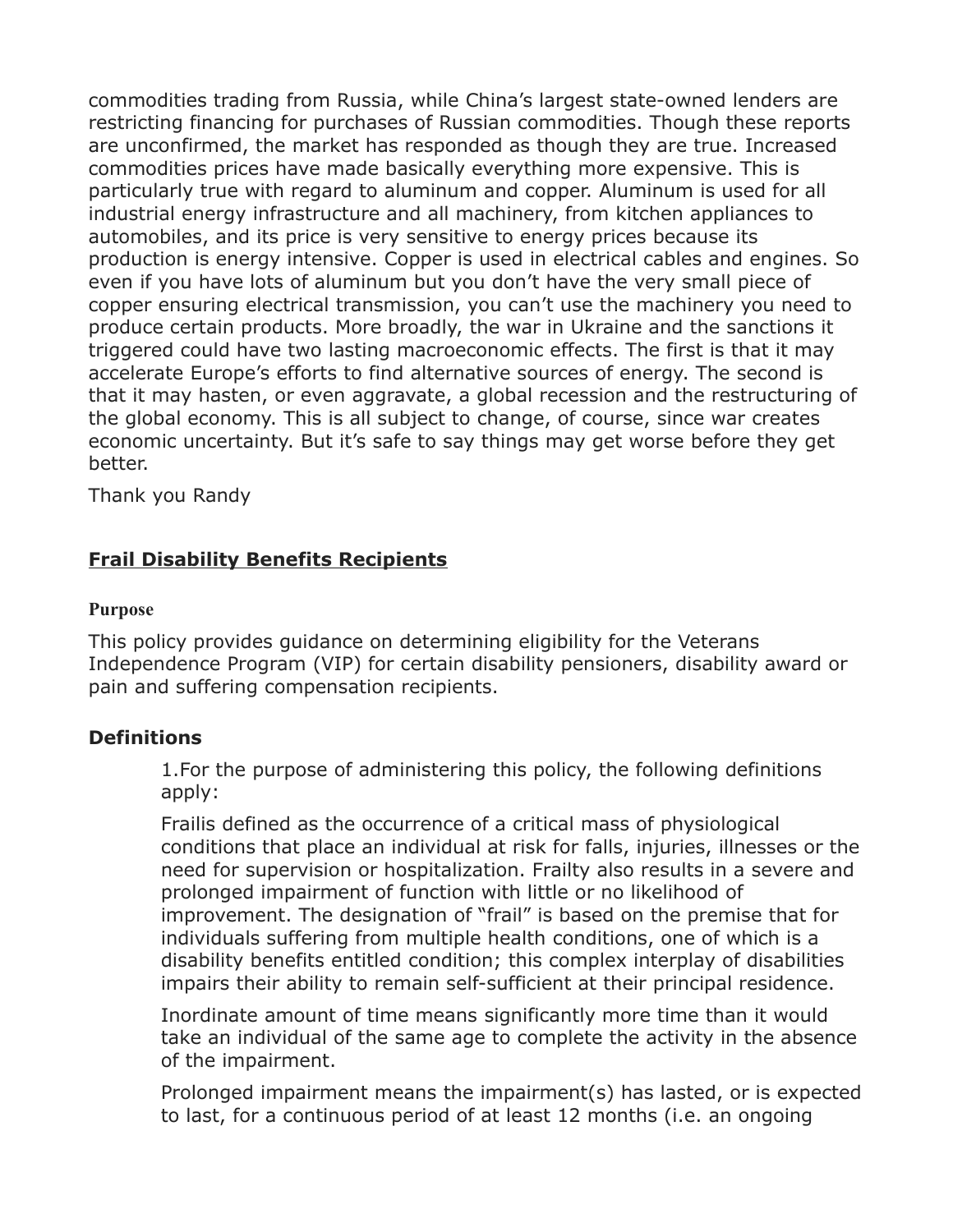commodities trading from Russia, while China's largest state-owned lenders are restricting financing for purchases of Russian commodities. Though these reports are unconfirmed, the market has responded as though they are true. Increased commodities prices have made basically everything more expensive. This is particularly true with regard to aluminum and copper. Aluminum is used for all industrial energy infrastructure and all machinery, from kitchen appliances to automobiles, and its price is very sensitive to energy prices because its production is energy intensive. Copper is used in electrical cables and engines. So even if you have lots of aluminum but you don't have the very small piece of copper ensuring electrical transmission, you can't use the machinery you need to produce certain products. More broadly, the war in Ukraine and the sanctions it triggered could have two lasting macroeconomic effects. The first is that it may accelerate Europe's efforts to find alternative sources of energy. The second is that it may hasten, or even aggravate, a global recession and the restructuring of the global economy. This is all subject to change, of course, since war creates economic uncertainty. But it's safe to say things may get worse before they get better.

Thank you Randy

## **Frail Disability Benefits Recipients**

**Purpose**

This policy provides guidance on determining eligibility for the Veterans Independence Program (VIP) for certain disability pensioners, disability award or pain and suffering compensation recipients.

### Definitions

1.For the purpose of administering this policy, the following definitions apply:

Frailis defined as the occurrence of a critical mass of physiological conditions that place an individual at risk for falls, injuries, illnesses or the need for supervision or hospitalization. Frailty also results in a severe and prolonged impairment of function with little or no likelihood of improvement. The designation of "frail" is based on the premise that for individuals suffering from multiple health conditions, one of which is a disability benefits entitled condition; this complex interplay of disabilities impairs their ability to remain self-sufficient at their principal residence.

Inordinate amount of time means significantly more time than it would take an individual of the same age to complete the activity in the absence of the impairment.

Prolonged impairment means the impairment(s) has lasted, or is expected to last, for a continuous period of at least 12 months (i.e. an ongoing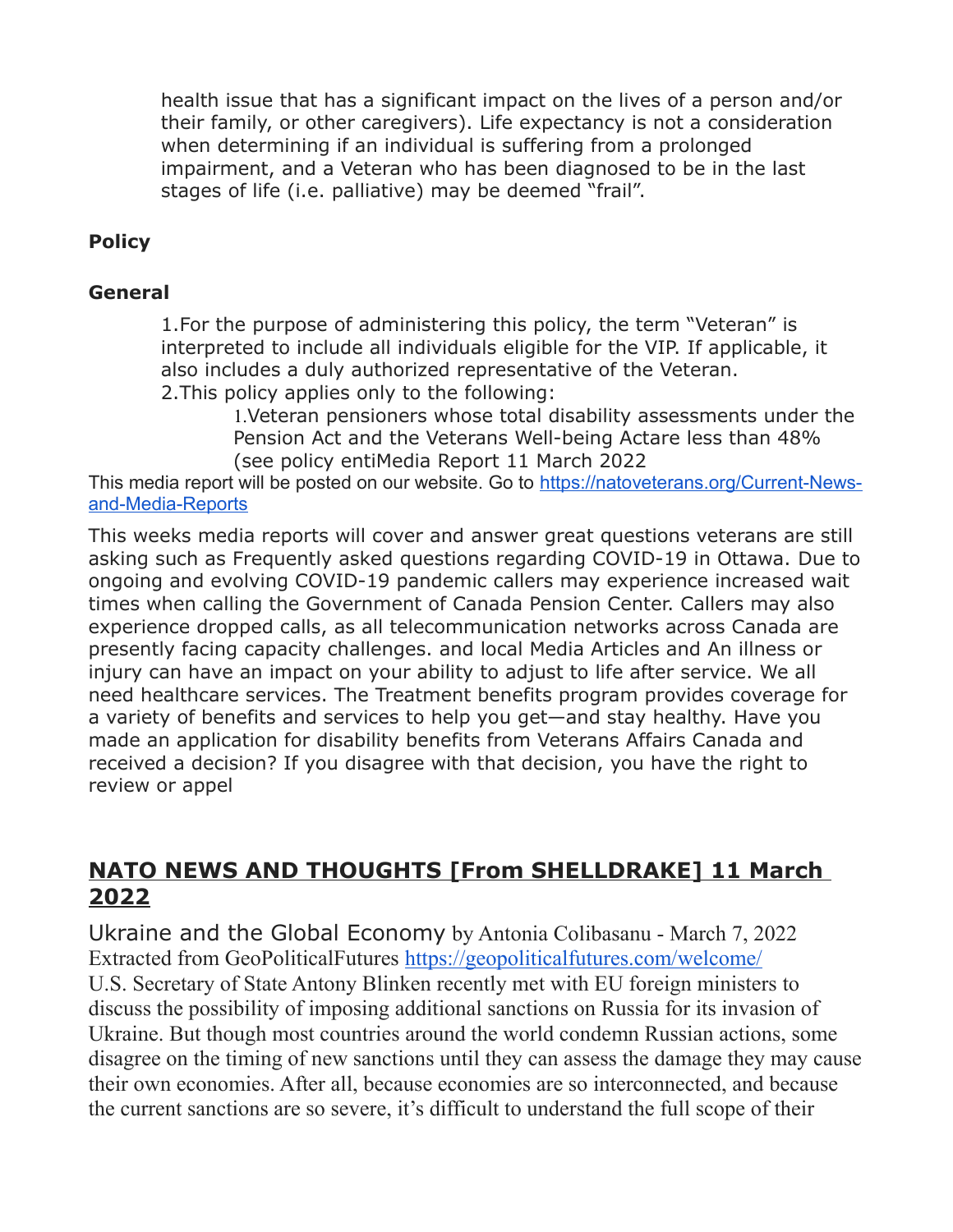health issue that has a significant impact on the lives of a person and/or their family, or other caregivers). Life expectancy is not a consideration when determining if an individual is suffering from a prolonged impairment, and a Veteran who has been diagnosed to be in the last stages of life (i.e. palliative) may be deemed "frail".

**Policy**

**General**

1. For the purpose of administering this policy, the term "Veteran" is interpreted to include all individuals eligible for the VIP. If applicable, it also includes a duly authorized representative of the Veteran.
2. This policy applies only to the following:
   1. Veteran pensioners whose total disability assessments under the Pension Act and the Veterans Well-being Actare less than 48% (see policy entiMedia Report 11 March 2022

This media report will be posted on our website. Go to [https://natoveterans.org/Current-News-and-Media-Reports](https://natoveterans.org/Current-News-and-Media-Reports)

This weeks media reports will cover and answer great questions veterans are still asking such as Frequently asked questions regarding COVID-19 in Ottawa. Due to ongoing and evolving COVID-19 pandemic callers may experience increased wait times when calling the Government of Canada Pension Center. Callers may also experience dropped calls, as all telecommunication networks across Canada are presently facing capacity challenges. and local Media Articles and An illness or injury can have an impact on your ability to adjust to life after service. We all need healthcare services. The Treatment benefits program provides coverage for a variety of benefits and services to help you get—and stay healthy. Have you made an application for disability benefits from Veterans Affairs Canada and received a decision? If you disagree with that decision, you have the right to review or appel

## NATO NEWS AND THOUGHTS [From SHELLDRAKE] 11 March 2022

Ukraine and the Global Economy by Antonia Colibasanu - March 7, 2022
Extracted from GeoPoliticalFutures [https://geopoliticalfutures.com/welcome/](https://geopoliticalfutures.com/welcome/)
U.S. Secretary of State Antony Blinken recently met with EU foreign ministers to discuss the possibility of imposing additional sanctions on Russia for its invasion of Ukraine. But though most countries around the world condemn Russian actions, some disagree on the timing of new sanctions until they can assess the damage they may cause their own economies. After all, because economies are so interconnected, and because the current sanctions are so severe, it's difficult to understand the full scope of their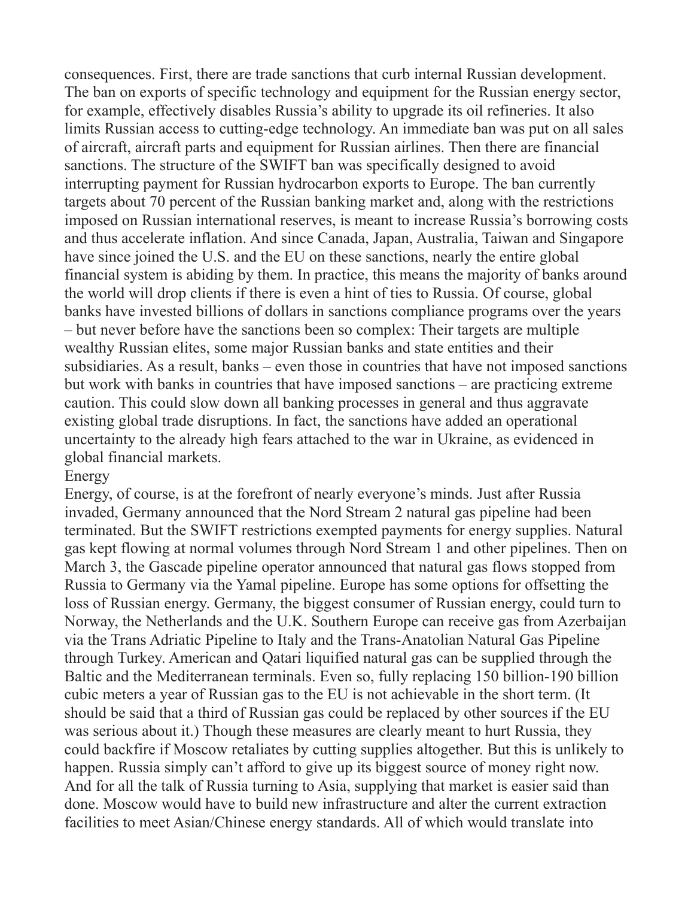consequences. First, there are trade sanctions that curb internal Russian development. The ban on exports of specific technology and equipment for the Russian energy sector, for example, effectively disables Russia's ability to upgrade its oil refineries. It also limits Russian access to cutting-edge technology. An immediate ban was put on all sales of aircraft, aircraft parts and equipment for Russian airlines. Then there are financial sanctions. The structure of the SWIFT ban was specifically designed to avoid interrupting payment for Russian hydrocarbon exports to Europe. The ban currently targets about 70 percent of the Russian banking market and, along with the restrictions imposed on Russian international reserves, is meant to increase Russia's borrowing costs and thus accelerate inflation. And since Canada, Japan, Australia, Taiwan and Singapore have since joined the U.S. and the EU on these sanctions, nearly the entire global financial system is abiding by them. In practice, this means the majority of banks around the world will drop clients if there is even a hint of ties to Russia. Of course, global banks have invested billions of dollars in sanctions compliance programs over the years – but never before have the sanctions been so complex: Their targets are multiple wealthy Russian elites, some major Russian banks and state entities and their subsidiaries. As a result, banks – even those in countries that have not imposed sanctions but work with banks in countries that have imposed sanctions – are practicing extreme caution. This could slow down all banking processes in general and thus aggravate existing global trade disruptions. In fact, the sanctions have added an operational uncertainty to the already high fears attached to the war in Ukraine, as evidenced in global financial markets.

## Energy

Energy, of course, is at the forefront of nearly everyone's minds. Just after Russia invaded, Germany announced that the Nord Stream 2 natural gas pipeline had been terminated. But the SWIFT restrictions exempted payments for energy supplies. Natural gas kept flowing at normal volumes through Nord Stream 1 and other pipelines. Then on March 3, the Gascade pipeline operator announced that natural gas flows stopped from Russia to Germany via the Yamal pipeline. Europe has some options for offsetting the loss of Russian energy. Germany, the biggest consumer of Russian energy, could turn to Norway, the Netherlands and the U.K. Southern Europe can receive gas from Azerbaijan via the Trans Adriatic Pipeline to Italy and the Trans-Anatolian Natural Gas Pipeline through Turkey. American and Qatari liquified natural gas can be supplied through the Baltic and the Mediterranean terminals. Even so, fully replacing 150 billion-190 billion cubic meters a year of Russian gas to the EU is not achievable in the short term. (It should be said that a third of Russian gas could be replaced by other sources if the EU was serious about it.) Though these measures are clearly meant to hurt Russia, they could backfire if Moscow retaliates by cutting supplies altogether. But this is unlikely to happen. Russia simply can't afford to give up its biggest source of money right now. And for all the talk of Russia turning to Asia, supplying that market is easier said than done. Moscow would have to build new infrastructure and alter the current extraction facilities to meet Asian/Chinese energy standards. All of which would translate into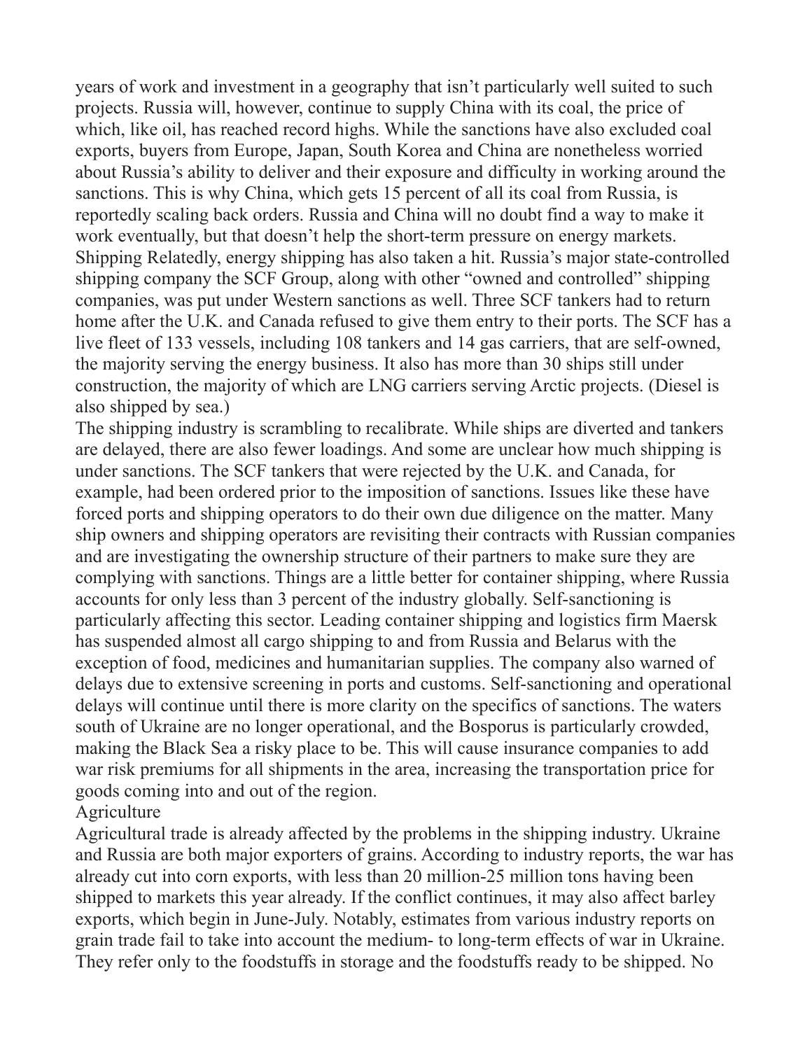years of work and investment in a geography that isn't particularly well suited to such projects. Russia will, however, continue to supply China with its coal, the price of which, like oil, has reached record highs. While the sanctions have also excluded coal exports, buyers from Europe, Japan, South Korea and China are nonetheless worried about Russia's ability to deliver and their exposure and difficulty in working around the sanctions. This is why China, which gets 15 percent of all its coal from Russia, is reportedly scaling back orders. Russia and China will no doubt find a way to make it work eventually, but that doesn't help the short-term pressure on energy markets.

## Shipping

Relatedly, energy shipping has also taken a hit. Russia's major state-controlled shipping company the SCF Group, along with other "owned and controlled" shipping companies, was put under Western sanctions as well. Three SCF tankers had to return home after the U.K. and Canada refused to give them entry to their ports. The SCF has a live fleet of 133 vessels, including 108 tankers and 14 gas carriers, that are self-owned, the majority serving the energy business. It also has more than 30 ships still under construction, the majority of which are LNG carriers serving Arctic projects. (Diesel is also shipped by sea.)

The shipping industry is scrambling to recalibrate. While ships are diverted and tankers are delayed, there are also fewer loadings. And some are unclear how much shipping is under sanctions. The SCF tankers that were rejected by the U.K. and Canada, for example, had been ordered prior to the imposition of sanctions. Issues like these have forced ports and shipping operators to do their own due diligence on the matter. Many ship owners and shipping operators are revisiting their contracts with Russian companies and are investigating the ownership structure of their partners to make sure they are complying with sanctions. Things are a little better for container shipping, where Russia accounts for only less than 3 percent of the industry globally. Self-sanctioning is particularly affecting this sector. Leading container shipping and logistics firm Maersk has suspended almost all cargo shipping to and from Russia and Belarus with the exception of food, medicines and humanitarian supplies. The company also warned of delays due to extensive screening in ports and customs. Self-sanctioning and operational delays will continue until there is more clarity on the specifics of sanctions. The waters south of Ukraine are no longer operational, and the Bosporus is particularly crowded, making the Black Sea a risky place to be. This will cause insurance companies to add war risk premiums for all shipments in the area, increasing the transportation price for goods coming into and out of the region.

## Agriculture

Agricultural trade is already affected by the problems in the shipping industry. Ukraine and Russia are both major exporters of grains. According to industry reports, the war has already cut into corn exports, with less than 20 million-25 million tons having been shipped to markets this year already. If the conflict continues, it may also affect barley exports, which begin in June-July. Notably, estimates from various industry reports on grain trade fail to take into account the medium- to long-term effects of war in Ukraine. They refer only to the foodstuffs in storage and the foodstuffs ready to be shipped. No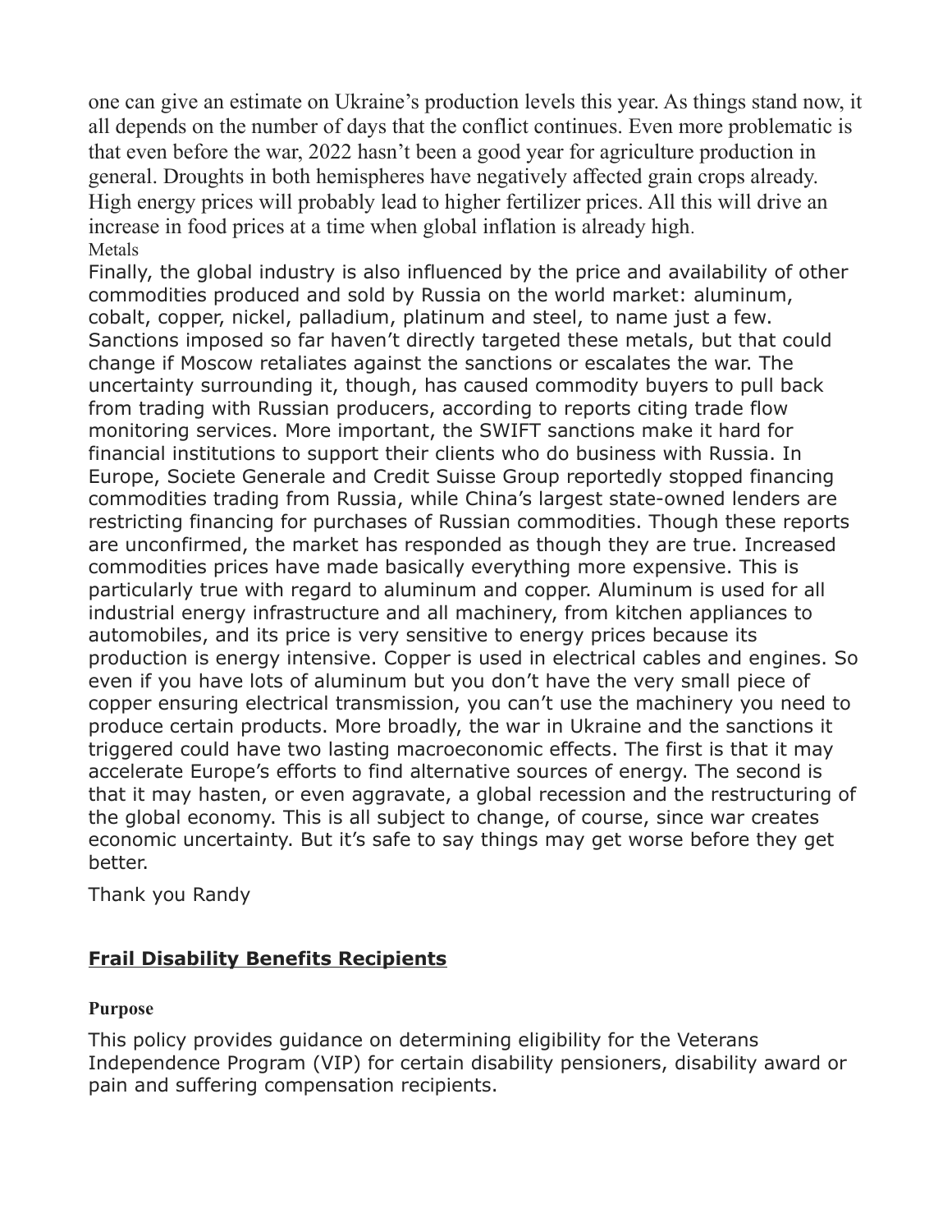one can give an estimate on Ukraine's production levels this year. As things stand now, it all depends on the number of days that the conflict continues. Even more problematic is that even before the war, 2022 hasn't been a good year for agriculture production in general. Droughts in both hemispheres have negatively affected grain crops already. High energy prices will probably lead to higher fertilizer prices. All this will drive an increase in food prices at a time when global inflation is already high.

Metals

Finally, the global industry is also influenced by the price and availability of other commodities produced and sold by Russia on the world market: aluminum, cobalt, copper, nickel, palladium, platinum and steel, to name just a few. Sanctions imposed so far haven't directly targeted these metals, but that could change if Moscow retaliates against the sanctions or escalates the war. The uncertainty surrounding it, though, has caused commodity buyers to pull back from trading with Russian producers, according to reports citing trade flow monitoring services. More important, the SWIFT sanctions make it hard for financial institutions to support their clients who do business with Russia. In Europe, Societe Generale and Credit Suisse Group reportedly stopped financing commodities trading from Russia, while China's largest state-owned lenders are restricting financing for purchases of Russian commodities. Though these reports are unconfirmed, the market has responded as though they are true. Increased commodities prices have made basically everything more expensive. This is particularly true with regard to aluminum and copper. Aluminum is used for all industrial energy infrastructure and all machinery, from kitchen appliances to automobiles, and its price is very sensitive to energy prices because its production is energy intensive. Copper is used in electrical cables and engines. So even if you have lots of aluminum but you don't have the very small piece of copper ensuring electrical transmission, you can't use the machinery you need to produce certain products. More broadly, the war in Ukraine and the sanctions it triggered could have two lasting macroeconomic effects. The first is that it may accelerate Europe's efforts to find alternative sources of energy. The second is that it may hasten, or even aggravate, a global recession and the restructuring of the global economy. This is all subject to change, of course, since war creates economic uncertainty. But it's safe to say things may get worse before they get better.

Thank you Randy

## **Frail Disability Benefits Recipients**

**Purpose**

This policy provides guidance on determining eligibility for the Veterans Independence Program (VIP) for certain disability pensioners, disability award or pain and suffering compensation recipients.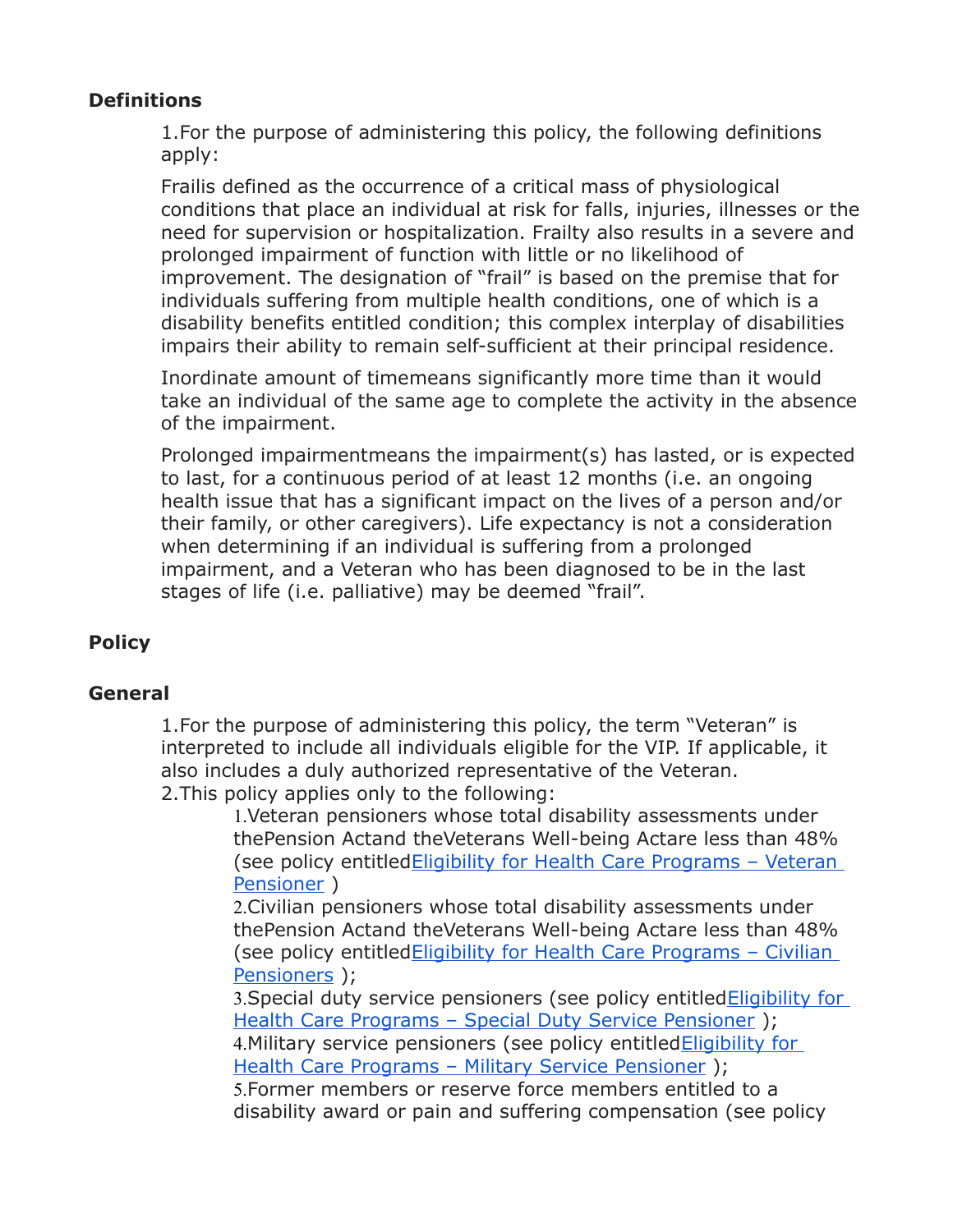**Definitions**

1. For the purpose of administering this policy, the following definitions apply:

   Frailis defined as the occurrence of a critical mass of physiological conditions that place an individual at risk for falls, injuries, illnesses or the need for supervision or hospitalization. Frailty also results in a severe and prolonged impairment of function with little or no likelihood of improvement. The designation of "frail" is based on the premise that for individuals suffering from multiple health conditions, one of which is a disability benefits entitled condition; this complex interplay of disabilities impairs their ability to remain self-sufficient at their principal residence.

   Inordinate amount of timemeans significantly more time than it would take an individual of the same age to complete the activity in the absence of the impairment.

   Prolonged impairmentmeans the impairment(s) has lasted, or is expected to last, for a continuous period of at least 12 months (i.e. an ongoing health issue that has a significant impact on the lives of a person and/or their family, or other caregivers). Life expectancy is not a consideration when determining if an individual is suffering from a prolonged impairment, and a Veteran who has been diagnosed to be in the last stages of life (i.e. palliative) may be deemed "frail".

**Policy**

**General**

1. For the purpose of administering this policy, the term "Veteran" is interpreted to include all individuals eligible for the VIP. If applicable, it also includes a duly authorized representative of the Veteran.
2. This policy applies only to the following:
   1. Veteran pensioners whose total disability assessments under thePension Actand theVeterans Well-being Actare less than 48% (see policy entitledEligibility for Health Care Programs – Veteran Pensioner )
   2. Civilian pensioners whose total disability assessments under thePension Actand theVeterans Well-being Actare less than 48% (see policy entitledEligibility for Health Care Programs – Civilian Pensioners );
   3. Special duty service pensioners (see policy entitledEligibility for Health Care Programs – Special Duty Service Pensioner );
   4. Military service pensioners (see policy entitledEligibility for Health Care Programs – Military Service Pensioner );
   5. Former members or reserve force members entitled to a disability award or pain and suffering compensation (see policy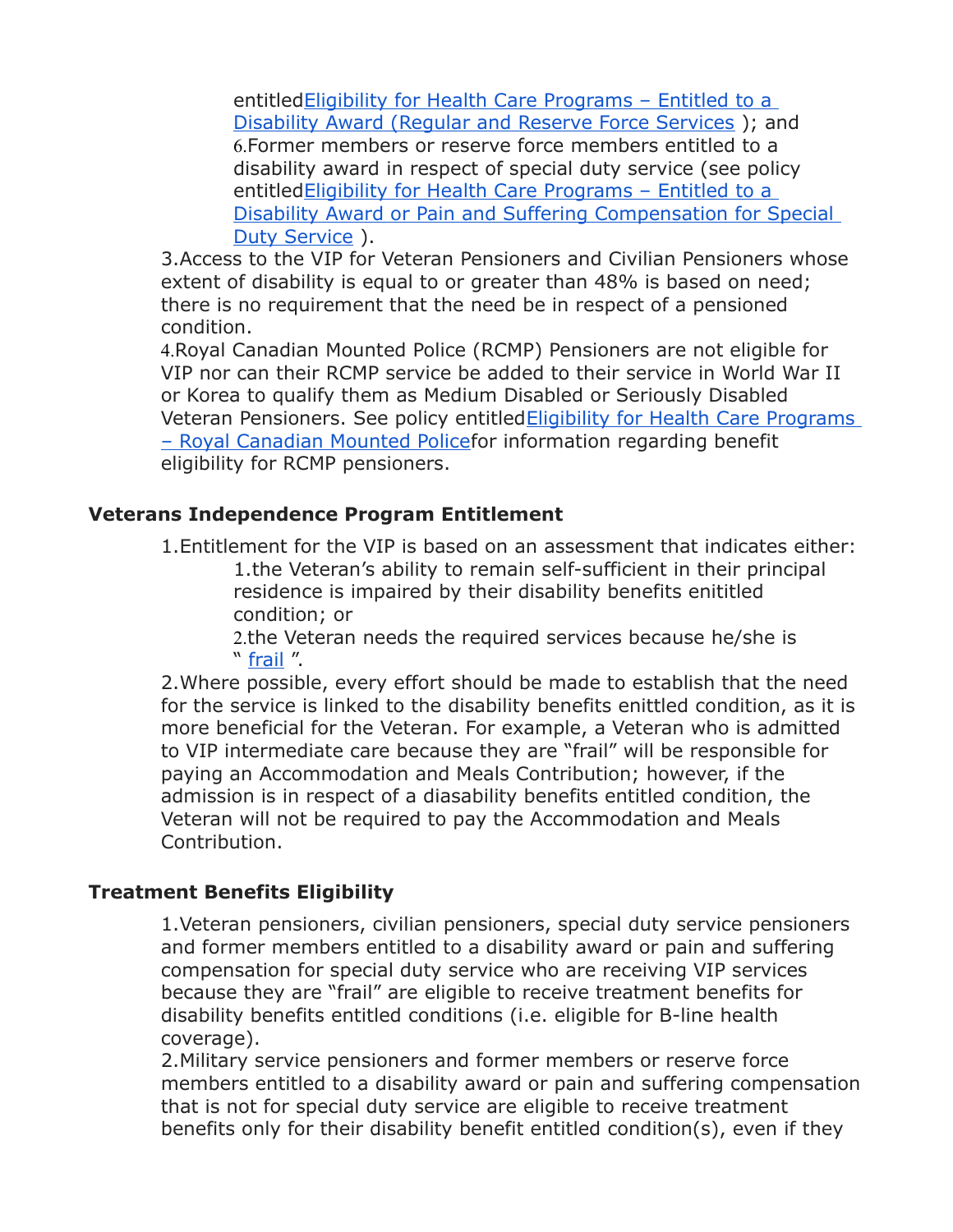entitled [Eligibility for Health Care Programs – Entitled to a Disability Award (Regular and Reserve Force Services](#) ); and
    6. Former members or reserve force members entitled to a disability award in respect of special duty service (see policy entitled [Eligibility for Health Care Programs – Entitled to a Disability Award or Pain and Suffering Compensation for Special Duty Service](#) ).
3. Access to the VIP for Veteran Pensioners and Civilian Pensioners whose extent of disability is equal to or greater than 48% is based on need; there is no requirement that the need be in respect of a pensioned condition.
4. Royal Canadian Mounted Police (RCMP) Pensioners are not eligible for VIP nor can their RCMP service be added to their service in World War II or Korea to qualify them as Medium Disabled or Seriously Disabled Veteran Pensioners. See policy entitled [Eligibility for Health Care Programs – Royal Canadian Mounted Police](#) for information regarding benefit eligibility for RCMP pensioners.

### Veterans Independence Program Entitlement

1. Entitlement for the VIP is based on an assessment that indicates either:
    1. the Veteran's ability to remain self-sufficient in their principal residence is impaired by their disability benefits enititled condition; or
    2. the Veteran needs the required services because he/she is " [frail](#) ".
2. Where possible, every effort should be made to establish that the need for the service is linked to the disability benefits enittled condition, as it is more beneficial for the Veteran. For example, a Veteran who is admitted to VIP intermediate care because they are "frail" will be responsible for paying an Accommodation and Meals Contribution; however, if the admission is in respect of a diasability benefits entitled condition, the Veteran will not be required to pay the Accommodation and Meals Contribution.

### Treatment Benefits Eligibility

1. Veteran pensioners, civilian pensioners, special duty service pensioners and former members entitled to a disability award or pain and suffering compensation for special duty service who are receiving VIP services because they are "frail" are eligible to receive treatment benefits for disability benefits entitled conditions (i.e. eligible for B-line health coverage).
2. Military service pensioners and former members or reserve force members entitled to a disability award or pain and suffering compensation that is not for special duty service are eligible to receive treatment benefits only for their disability benefit entitled condition(s), even if they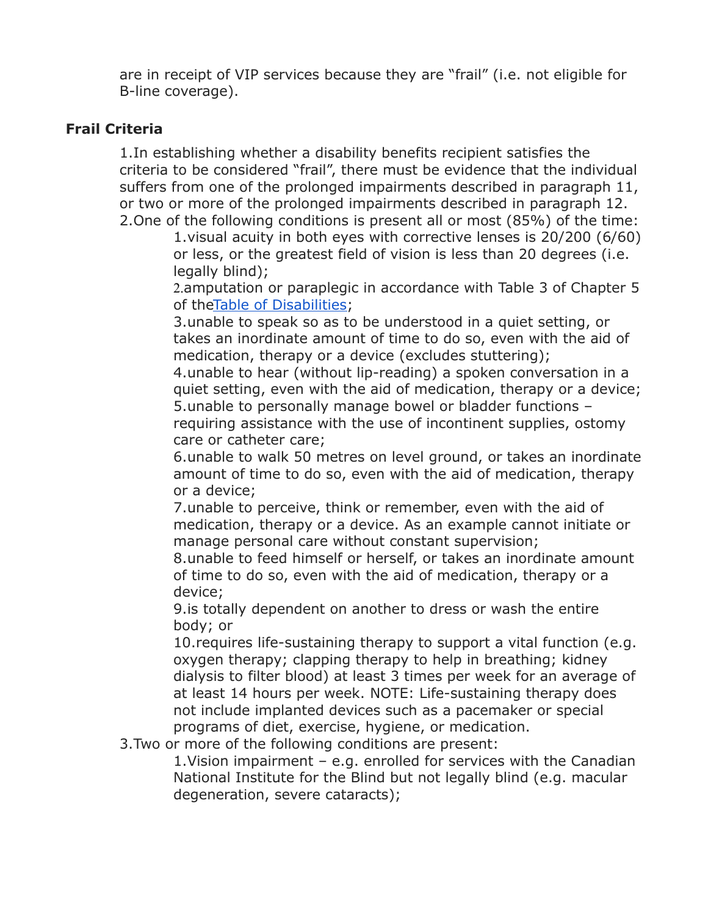are in receipt of VIP services because they are "frail" (i.e. not eligible for B-line coverage).

### Frail Criteria

1. In establishing whether a disability benefits recipient satisfies the criteria to be considered "frail", there must be evidence that the individual suffers from one of the prolonged impairments described in paragraph 11, or two or more of the prolonged impairments described in paragraph 12.
2. One of the following conditions is present all or most (85%) of the time:
    1. visual acuity in both eyes with corrective lenses is 20/200 (6/60) or less, or the greatest field of vision is less than 20 degrees (i.e. legally blind);
    2. amputation or paraplegic in accordance with Table 3 of Chapter 5 of the[Table of Disabilities](#);
    3. unable to speak so as to be understood in a quiet setting, or takes an inordinate amount of time to do so, even with the aid of medication, therapy or a device (excludes stuttering);
    4. unable to hear (without lip-reading) a spoken conversation in a quiet setting, even with the aid of medication, therapy or a device;
    5. unable to personally manage bowel or bladder functions – requiring assistance with the use of incontinent supplies, ostomy care or catheter care;
    6. unable to walk 50 metres on level ground, or takes an inordinate amount of time to do so, even with the aid of medication, therapy or a device;
    7. unable to perceive, think or remember, even with the aid of medication, therapy or a device. As an example cannot initiate or manage personal care without constant supervision;
    8. unable to feed himself or herself, or takes an inordinate amount of time to do so, even with the aid of medication, therapy or a device;
    9. is totally dependent on another to dress or wash the entire body; or
    10. requires life-sustaining therapy to support a vital function (e.g. oxygen therapy; clapping therapy to help in breathing; kidney dialysis to filter blood) at least 3 times per week for an average of at least 14 hours per week. NOTE: Life-sustaining therapy does not include implanted devices such as a pacemaker or special programs of diet, exercise, hygiene, or medication.
3. Two or more of the following conditions are present:
    1. Vision impairment – e.g. enrolled for services with the Canadian National Institute for the Blind but not legally blind (e.g. macular degeneration, severe cataracts);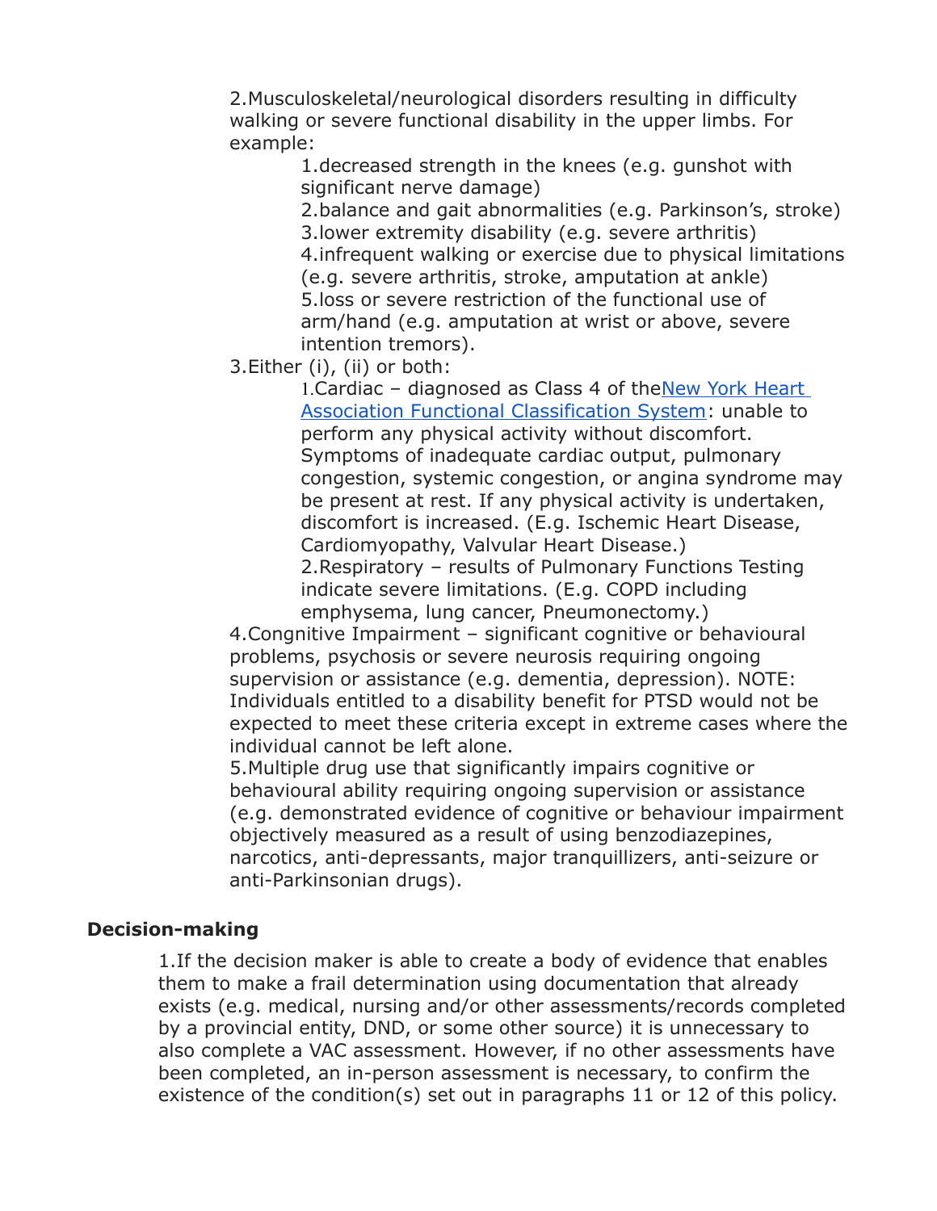2. Musculoskeletal/neurological disorders resulting in difficulty walking or severe functional disability in the upper limbs. For example:
    1. decreased strength in the knees (e.g. gunshot with significant nerve damage)
    2. balance and gait abnormalities (e.g. Parkinson's, stroke)
    3. lower extremity disability (e.g. severe arthritis)
    4. infrequent walking or exercise due to physical limitations (e.g. severe arthritis, stroke, amputation at ankle)
    5. loss or severe restriction of the functional use of arm/hand (e.g. amputation at wrist or above, severe intention tremors).
3. Either (i), (ii) or both:
    1. Cardiac – diagnosed as Class 4 of the[New York Heart Association Functional Classification System](): unable to perform any physical activity without discomfort. Symptoms of inadequate cardiac output, pulmonary congestion, systemic congestion, or angina syndrome may be present at rest. If any physical activity is undertaken, discomfort is increased. (E.g. Ischemic Heart Disease, Cardiomyopathy, Valvular Heart Disease.)
    2. Respiratory – results of Pulmonary Functions Testing indicate severe limitations. (E.g. COPD including emphysema, lung cancer, Pneumonectomy.)
4. Congnitive Impairment – significant cognitive or behavioural problems, psychosis or severe neurosis requiring ongoing supervision or assistance (e.g. dementia, depression). NOTE: Individuals entitled to a disability benefit for PTSD would not be expected to meet these criteria except in extreme cases where the individual cannot be left alone.
5. Multiple drug use that significantly impairs cognitive or behavioural ability requiring ongoing supervision or assistance (e.g. demonstrated evidence of cognitive or behaviour impairment objectively measured as a result of using benzodiazepines, narcotics, anti-depressants, major tranquillizers, anti-seizure or anti-Parkinsonian drugs).

### Decision-making

1. If the decision maker is able to create a body of evidence that enables them to make a frail determination using documentation that already exists (e.g. medical, nursing and/or other assessments/records completed by a provincial entity, DND, or some other source) it is unnecessary to also complete a VAC assessment. However, if no other assessments have been completed, an in-person assessment is necessary, to confirm the existence of the condition(s) set out in paragraphs 11 or 12 of this policy.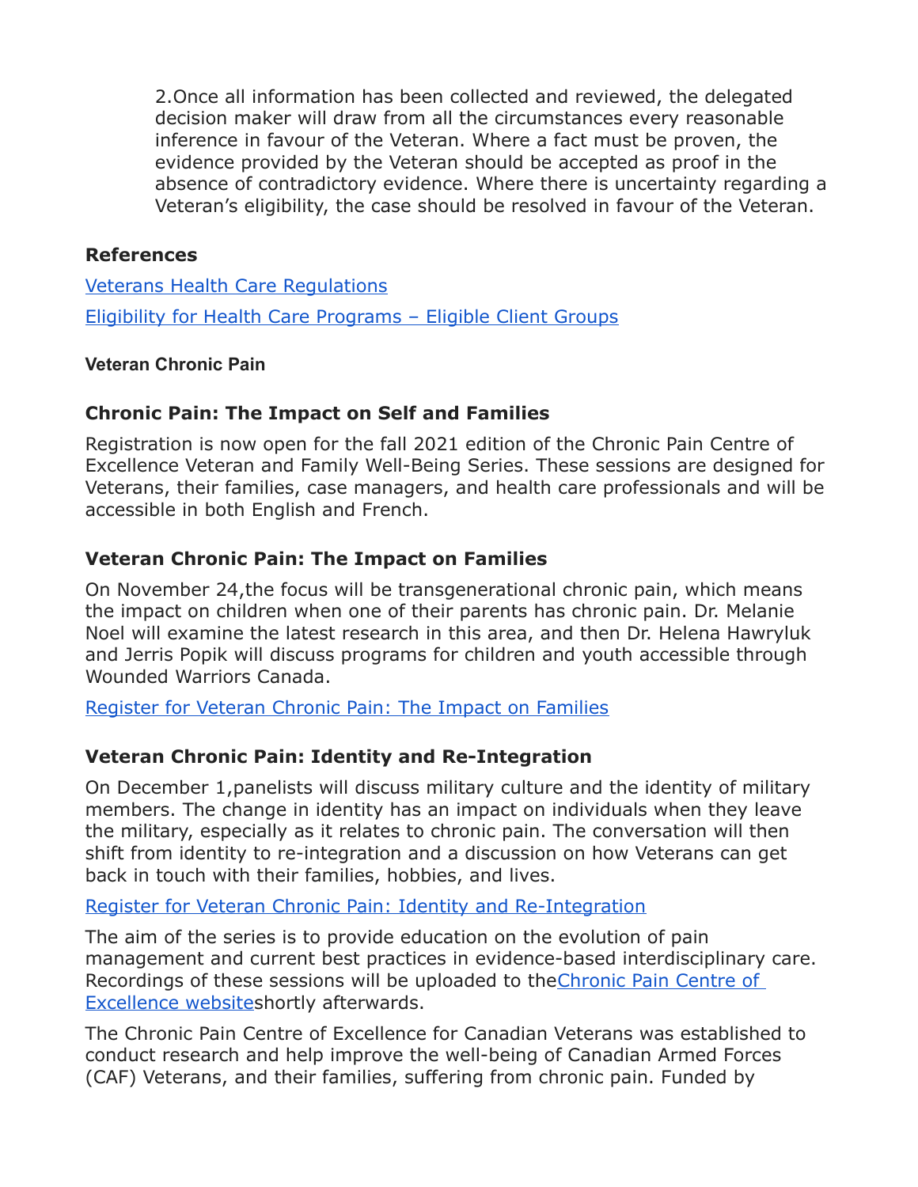2.Once all information has been collected and reviewed, the delegated decision maker will draw from all the circumstances every reasonable inference in favour of the Veteran. Where a fact must be proven, the evidence provided by the Veteran should be accepted as proof in the absence of contradictory evidence. Where there is uncertainty regarding a Veteran's eligibility, the case should be resolved in favour of the Veteran.

### References

Veterans Health Care Regulations

Eligibility for Health Care Programs – Eligible Client Groups

#### Veteran Chronic Pain

### Chronic Pain: The Impact on Self and Families

Registration is now open for the fall 2021 edition of the Chronic Pain Centre of Excellence Veteran and Family Well-Being Series. These sessions are designed for Veterans, their families, case managers, and health care professionals and will be accessible in both English and French.

### Veteran Chronic Pain: The Impact on Families

On November 24,the focus will be transgenerational chronic pain, which means the impact on children when one of their parents has chronic pain. Dr. Melanie Noel will examine the latest research in this area, and then Dr. Helena Hawryluk and Jerris Popik will discuss programs for children and youth accessible through Wounded Warriors Canada.

Register for Veteran Chronic Pain: The Impact on Families

### Veteran Chronic Pain: Identity and Re-Integration

On December 1,panelists will discuss military culture and the identity of military members. The change in identity has an impact on individuals when they leave the military, especially as it relates to chronic pain. The conversation will then shift from identity to re-integration and a discussion on how Veterans can get back in touch with their families, hobbies, and lives.

Register for Veteran Chronic Pain: Identity and Re-Integration

The aim of the series is to provide education on the evolution of pain management and current best practices in evidence-based interdisciplinary care. Recordings of these sessions will be uploaded to theChronic Pain Centre of Excellence websiteshortly afterwards.

The Chronic Pain Centre of Excellence for Canadian Veterans was established to conduct research and help improve the well-being of Canadian Armed Forces (CAF) Veterans, and their families, suffering from chronic pain. Funded by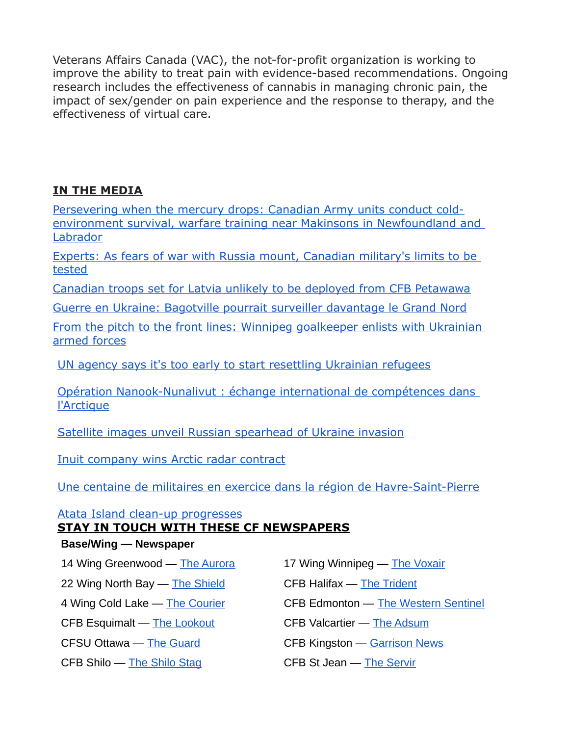Veterans Affairs Canada (VAC), the not-for-profit organization is working to improve the ability to treat pain with evidence-based recommendations. Ongoing research includes the effectiveness of cannabis in managing chronic pain, the impact of sex/gender on pain experience and the response to therapy, and the effectiveness of virtual care.

## IN THE MEDIA

Persevering when the mercury drops: Canadian Army units conduct cold-environment survival, warfare training near Makinsons in Newfoundland and Labrador

Experts: As fears of war with Russia mount, Canadian military's limits to be tested

Canadian troops set for Latvia unlikely to be deployed from CFB Petawawa

Guerre en Ukraine: Bagotville pourrait surveiller davantage le Grand Nord

From the pitch to the front lines: Winnipeg goalkeeper enlists with Ukrainian armed forces

UN agency says it's too early to start resettling Ukrainian refugees

Opération Nanook-Nunalivut : échange international de compétences dans l'Arctique

Satellite images unveil Russian spearhead of Ukraine invasion

Inuit company wins Arctic radar contract

Une centaine de militaires en exercice dans la région de Havre-Saint-Pierre

Atata Island clean-up progresses

## STAY IN TOUCH WITH THESE CF NEWSPAPERS

**Base/Wing — Newspaper**

| | |
|---|---|
| 14 Wing Greenwood — The Aurora | 17 Wing Winnipeg — The Voxair |
| 22 Wing North Bay — The Shield | CFB Halifax — The Trident |
| 4 Wing Cold Lake — The Courier | CFB Edmonton — The Western Sentinel |
| CFB Esquimalt — The Lookout | CFB Valcartier — The Adsum |
| CFSU Ottawa — The Guard | CFB Kingston — Garrison News |
| CFB Shilo — The Shilo Stag | CFB St Jean — The Servir |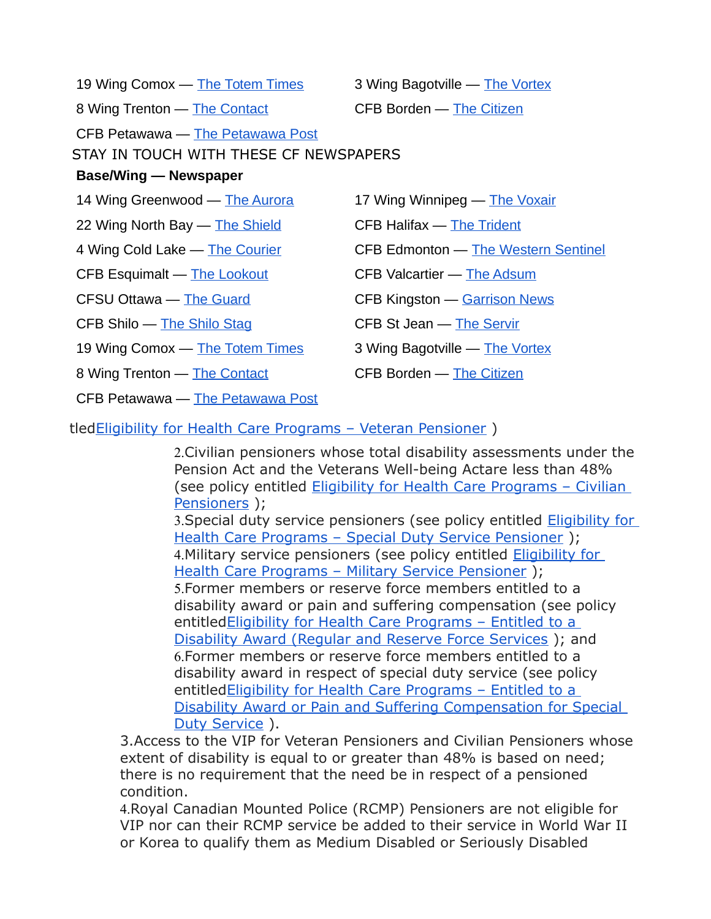| | |
|---|---|
| 19 Wing Comox — The Totem Times | 3 Wing Bagotville — The Vortex |
| 8 Wing Trenton — The Contact | CFB Borden — The Citizen |
| CFB Petawawa — The Petawawa Post | |

STAY IN TOUCH WITH THESE CF NEWSPAPERS

| Base/Wing — Newspaper | |
|---|---|
| 14 Wing Greenwood — The Aurora | 17 Wing Winnipeg — The Voxair |
| 22 Wing North Bay — The Shield | CFB Halifax — The Trident |
| 4 Wing Cold Lake — The Courier | CFB Edmonton — The Western Sentinel |
| CFB Esquimalt — The Lookout | CFB Valcartier — The Adsum |
| CFSU Ottawa — The Guard | CFB Kingston — Garrison News |
| CFB Shilo — The Shilo Stag | CFB St Jean — The Servir |
| 19 Wing Comox — The Totem Times | 3 Wing Bagotville — The Vortex |
| 8 Wing Trenton — The Contact | CFB Borden — The Citizen |
| CFB Petawawa — The Petawawa Post | |

tledEligibility for Health Care Programs – Veteran Pensioner )

2.Civilian pensioners whose total disability assessments under the Pension Act and the Veterans Well-being Actare less than 48% (see policy entitled Eligibility for Health Care Programs – Civilian Pensioners );
3.Special duty service pensioners (see policy entitled Eligibility for Health Care Programs – Special Duty Service Pensioner );
4.Military service pensioners (see policy entitled Eligibility for Health Care Programs – Military Service Pensioner );
5.Former members or reserve force members entitled to a disability award or pain and suffering compensation (see policy entitledEligibility for Health Care Programs – Entitled to a Disability Award (Regular and Reserve Force Services ); and
6.Former members or reserve force members entitled to a disability award in respect of special duty service (see policy entitledEligibility for Health Care Programs – Entitled to a Disability Award or Pain and Suffering Compensation for Special Duty Service ).

3.Access to the VIP for Veteran Pensioners and Civilian Pensioners whose extent of disability is equal to or greater than 48% is based on need; there is no requirement that the need be in respect of a pensioned condition.
4.Royal Canadian Mounted Police (RCMP) Pensioners are not eligible for VIP nor can their RCMP service be added to their service in World War II or Korea to qualify them as Medium Disabled or Seriously Disabled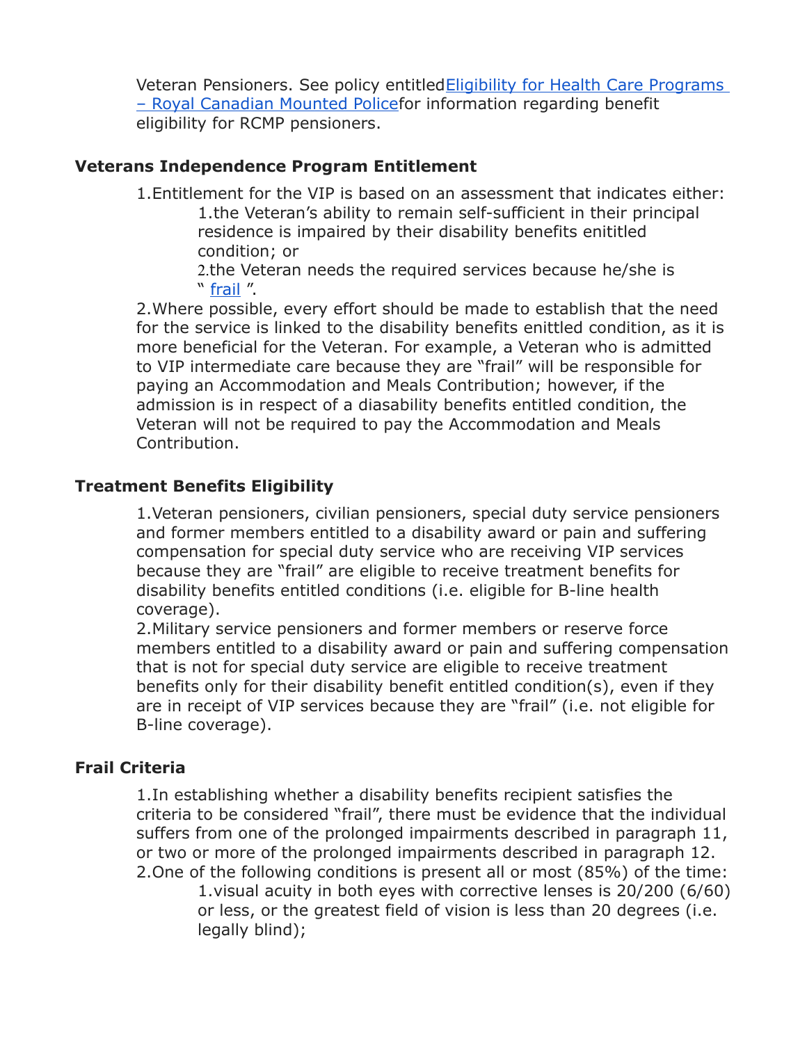Veteran Pensioners. See policy entitled[Eligibility for Health Care Programs – Royal Canadian Mounted Police]for information regarding benefit eligibility for RCMP pensioners.

### Veterans Independence Program Entitlement

1. Entitlement for the VIP is based on an assessment that indicates either:
    1. the Veteran's ability to remain self-sufficient in their principal residence is impaired by their disability benefits enititled condition; or
    2. the Veteran needs the required services because he/she is " frail ".
2. Where possible, every effort should be made to establish that the need for the service is linked to the disability benefits enittled condition, as it is more beneficial for the Veteran. For example, a Veteran who is admitted to VIP intermediate care because they are "frail" will be responsible for paying an Accommodation and Meals Contribution; however, if the admission is in respect of a diasability benefits entitled condition, the Veteran will not be required to pay the Accommodation and Meals Contribution.

### Treatment Benefits Eligibility

1. Veteran pensioners, civilian pensioners, special duty service pensioners and former members entitled to a disability award or pain and suffering compensation for special duty service who are receiving VIP services because they are "frail" are eligible to receive treatment benefits for disability benefits entitled conditions (i.e. eligible for B-line health coverage).
2. Military service pensioners and former members or reserve force members entitled to a disability award or pain and suffering compensation that is not for special duty service are eligible to receive treatment benefits only for their disability benefit entitled condition(s), even if they are in receipt of VIP services because they are "frail" (i.e. not eligible for B-line coverage).

### Frail Criteria

1. In establishing whether a disability benefits recipient satisfies the criteria to be considered "frail", there must be evidence that the individual suffers from one of the prolonged impairments described in paragraph 11, or two or more of the prolonged impairments described in paragraph 12.
2. One of the following conditions is present all or most (85%) of the time:
    1. visual acuity in both eyes with corrective lenses is 20/200 (6/60) or less, or the greatest field of vision is less than 20 degrees (i.e. legally blind);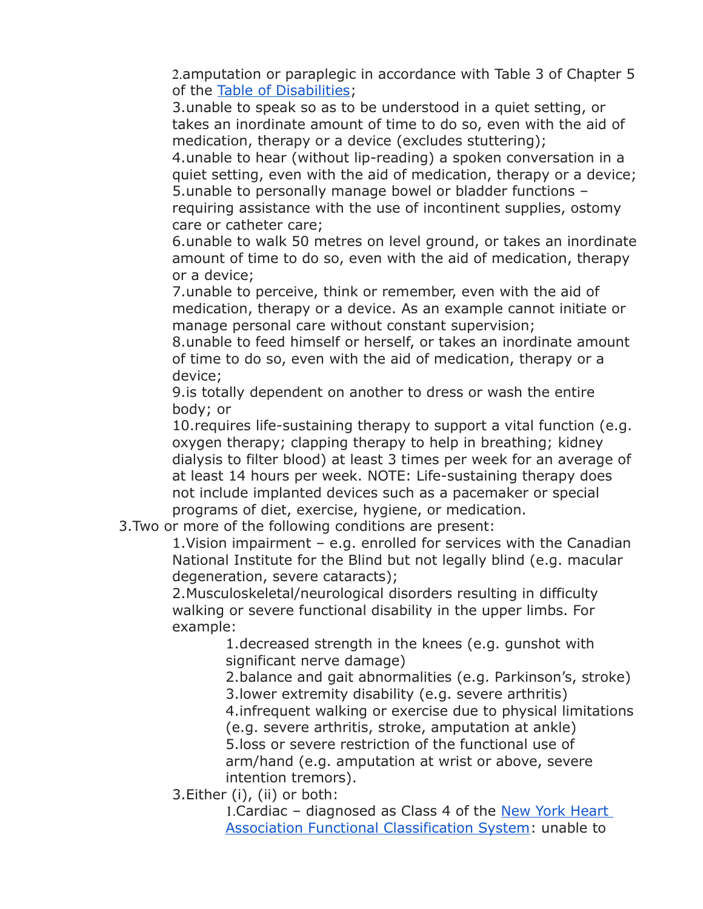2. amputation or paraplegic in accordance with Table 3 of Chapter 5 of the [Table of Disabilities](#);
      3. unable to speak so as to be understood in a quiet setting, or takes an inordinate amount of time to do so, even with the aid of medication, therapy or a device (excludes stuttering);
      4. unable to hear (without lip-reading) a spoken conversation in a quiet setting, even with the aid of medication, therapy or a device;
      5. unable to personally manage bowel or bladder functions – requiring assistance with the use of incontinent supplies, ostomy care or catheter care;
      6. unable to walk 50 metres on level ground, or takes an inordinate amount of time to do so, even with the aid of medication, therapy or a device;
      7. unable to perceive, think or remember, even with the aid of medication, therapy or a device. As an example cannot initiate or manage personal care without constant supervision;
      8. unable to feed himself or herself, or takes an inordinate amount of time to do so, even with the aid of medication, therapy or a device;
      9. is totally dependent on another to dress or wash the entire body; or
      10. requires life-sustaining therapy to support a vital function (e.g. oxygen therapy; clapping therapy to help in breathing; kidney dialysis to filter blood) at least 3 times per week for an average of at least 14 hours per week. NOTE: Life-sustaining therapy does not include implanted devices such as a pacemaker or special programs of diet, exercise, hygiene, or medication.
   3. Two or more of the following conditions are present:
      1. Vision impairment – e.g. enrolled for services with the Canadian National Institute for the Blind but not legally blind (e.g. macular degeneration, severe cataracts);
      2. Musculoskeletal/neurological disorders resulting in difficulty walking or severe functional disability in the upper limbs. For example:
         1. decreased strength in the knees (e.g. gunshot with significant nerve damage)
         2. balance and gait abnormalities (e.g. Parkinson's, stroke)
         3. lower extremity disability (e.g. severe arthritis)
         4. infrequent walking or exercise due to physical limitations (e.g. severe arthritis, stroke, amputation at ankle)
         5. loss or severe restriction of the functional use of arm/hand (e.g. amputation at wrist or above, severe intention tremors).
      3. Either (i), (ii) or both:
         1. Cardiac – diagnosed as Class 4 of the [New York Heart Association Functional Classification System](#): unable to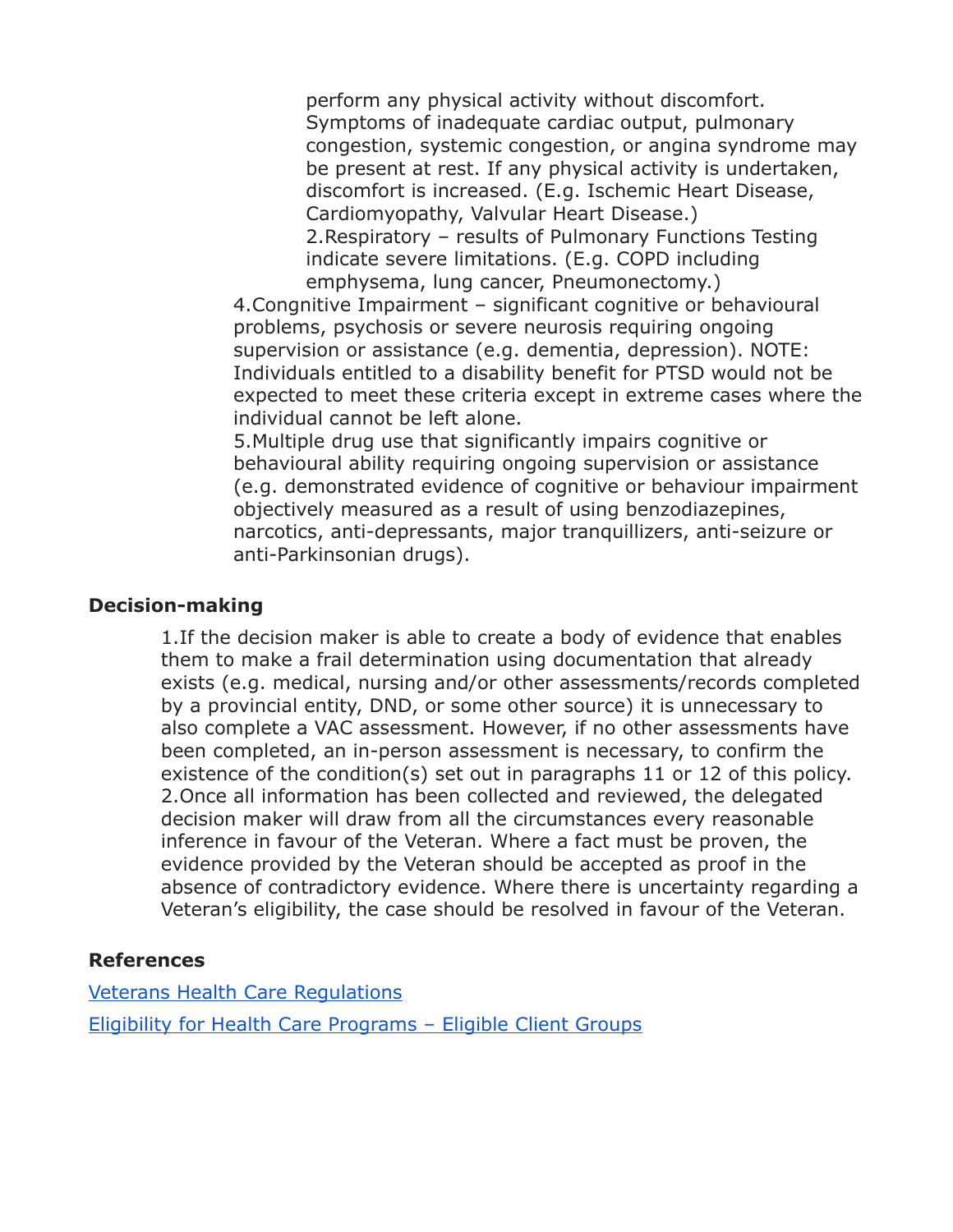perform any physical activity without discomfort. Symptoms of inadequate cardiac output, pulmonary congestion, systemic congestion, or angina syndrome may be present at rest. If any physical activity is undertaken, discomfort is increased. (E.g. Ischemic Heart Disease, Cardiomyopathy, Valvular Heart Disease.)
2. Respiratory – results of Pulmonary Functions Testing indicate severe limitations. (E.g. COPD including emphysema, lung cancer, Pneumonectomy.)

4. Congnitive Impairment – significant cognitive or behavioural problems, psychosis or severe neurosis requiring ongoing supervision or assistance (e.g. dementia, depression). NOTE: Individuals entitled to a disability benefit for PTSD would not be expected to meet these criteria except in extreme cases where the individual cannot be left alone.
5. Multiple drug use that significantly impairs cognitive or behavioural ability requiring ongoing supervision or assistance (e.g. demonstrated evidence of cognitive or behaviour impairment objectively measured as a result of using benzodiazepines, narcotics, anti-depressants, major tranquillizers, anti-seizure or anti-Parkinsonian drugs).

**Decision-making**

1. If the decision maker is able to create a body of evidence that enables them to make a frail determination using documentation that already exists (e.g. medical, nursing and/or other assessments/records completed by a provincial entity, DND, or some other source) it is unnecessary to also complete a VAC assessment. However, if no other assessments have been completed, an in-person assessment is necessary, to confirm the existence of the condition(s) set out in paragraphs 11 or 12 of this policy.
2. Once all information has been collected and reviewed, the delegated decision maker will draw from all the circumstances every reasonable inference in favour of the Veteran. Where a fact must be proven, the evidence provided by the Veteran should be accepted as proof in the absence of contradictory evidence. Where there is uncertainty regarding a Veteran's eligibility, the case should be resolved in favour of the Veteran.

**References**

Veterans Health Care Regulations

Eligibility for Health Care Programs – Eligible Client Groups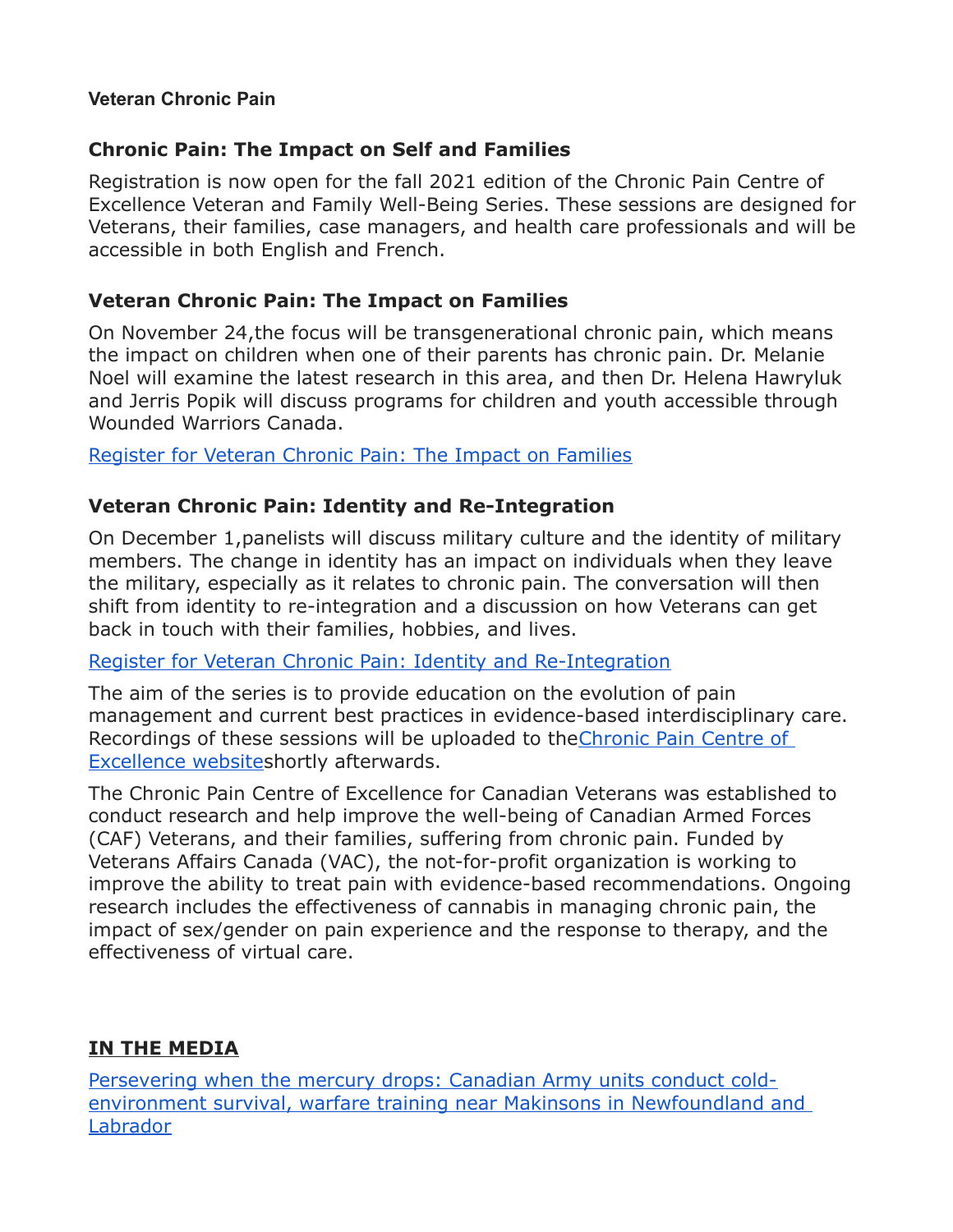#### Veteran Chronic Pain

### Chronic Pain: The Impact on Self and Families

Registration is now open for the fall 2021 edition of the Chronic Pain Centre of Excellence Veteran and Family Well-Being Series. These sessions are designed for Veterans, their families, case managers, and health care professionals and will be accessible in both English and French.

### Veteran Chronic Pain: The Impact on Families

On November 24,the focus will be transgenerational chronic pain, which means the impact on children when one of their parents has chronic pain. Dr. Melanie Noel will examine the latest research in this area, and then Dr. Helena Hawryluk and Jerris Popik will discuss programs for children and youth accessible through Wounded Warriors Canada.

[Register for Veteran Chronic Pain: The Impact on Families]

### Veteran Chronic Pain: Identity and Re-Integration

On December 1,panelists will discuss military culture and the identity of military members. The change in identity has an impact on individuals when they leave the military, especially as it relates to chronic pain. The conversation will then shift from identity to re-integration and a discussion on how Veterans can get back in touch with their families, hobbies, and lives.

[Register for Veteran Chronic Pain: Identity and Re-Integration]

The aim of the series is to provide education on the evolution of pain management and current best practices in evidence-based interdisciplinary care. Recordings of these sessions will be uploaded to the[Chronic Pain Centre of Excellence website]shortly afterwards.

The Chronic Pain Centre of Excellence for Canadian Veterans was established to conduct research and help improve the well-being of Canadian Armed Forces (CAF) Veterans, and their families, suffering from chronic pain. Funded by Veterans Affairs Canada (VAC), the not-for-profit organization is working to improve the ability to treat pain with evidence-based recommendations. Ongoing research includes the effectiveness of cannabis in managing chronic pain, the impact of sex/gender on pain experience and the response to therapy, and the effectiveness of virtual care.

## IN THE MEDIA

[Persevering when the mercury drops: Canadian Army units conduct cold-environment survival, warfare training near Makinsons in Newfoundland and Labrador]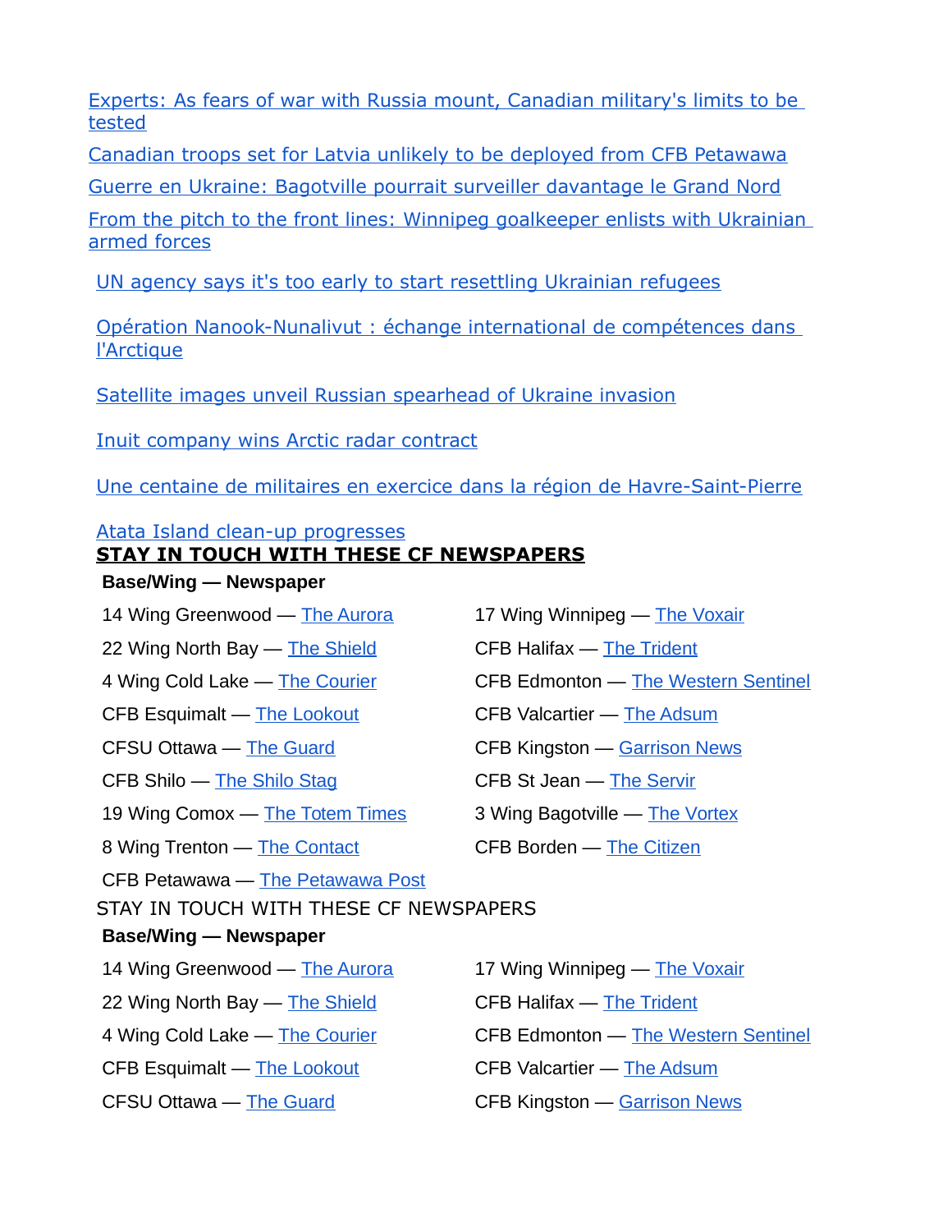Experts: As fears of war with Russia mount, Canadian military's limits to be tested

Canadian troops set for Latvia unlikely to be deployed from CFB Petawawa

Guerre en Ukraine: Bagotville pourrait surveiller davantage le Grand Nord

From the pitch to the front lines: Winnipeg goalkeeper enlists with Ukrainian armed forces

UN agency says it's too early to start resettling Ukrainian refugees

Opération Nanook-Nunalivut : échange international de compétences dans l'Arctique

Satellite images unveil Russian spearhead of Ukraine invasion

Inuit company wins Arctic radar contract

Une centaine de militaires en exercice dans la région de Havre-Saint-Pierre

Atata Island clean-up progresses

**STAY IN TOUCH WITH THESE CF NEWSPAPERS**

**Base/Wing — Newspaper**

14 Wing Greenwood — The Aurora

22 Wing North Bay — The Shield

4 Wing Cold Lake — The Courier

CFB Esquimalt — The Lookout

CFSU Ottawa — The Guard

CFB Shilo — The Shilo Stag

19 Wing Comox — The Totem Times

8 Wing Trenton — The Contact

CFB Petawawa — The Petawawa Post

17 Wing Winnipeg — The Voxair

CFB Halifax — The Trident

CFB Edmonton — The Western Sentinel

CFB Valcartier — The Adsum

CFB Kingston — Garrison News

CFB St Jean — The Servir

3 Wing Bagotville — The Vortex

CFB Borden — The Citizen

STAY IN TOUCH WITH THESE CF NEWSPAPERS

**Base/Wing — Newspaper**

14 Wing Greenwood — The Aurora

22 Wing North Bay — The Shield

4 Wing Cold Lake — The Courier

CFB Esquimalt — The Lookout

CFSU Ottawa — The Guard

17 Wing Winnipeg — The Voxair

CFB Halifax — The Trident

CFB Edmonton — The Western Sentinel

CFB Valcartier — The Adsum

CFB Kingston — Garrison News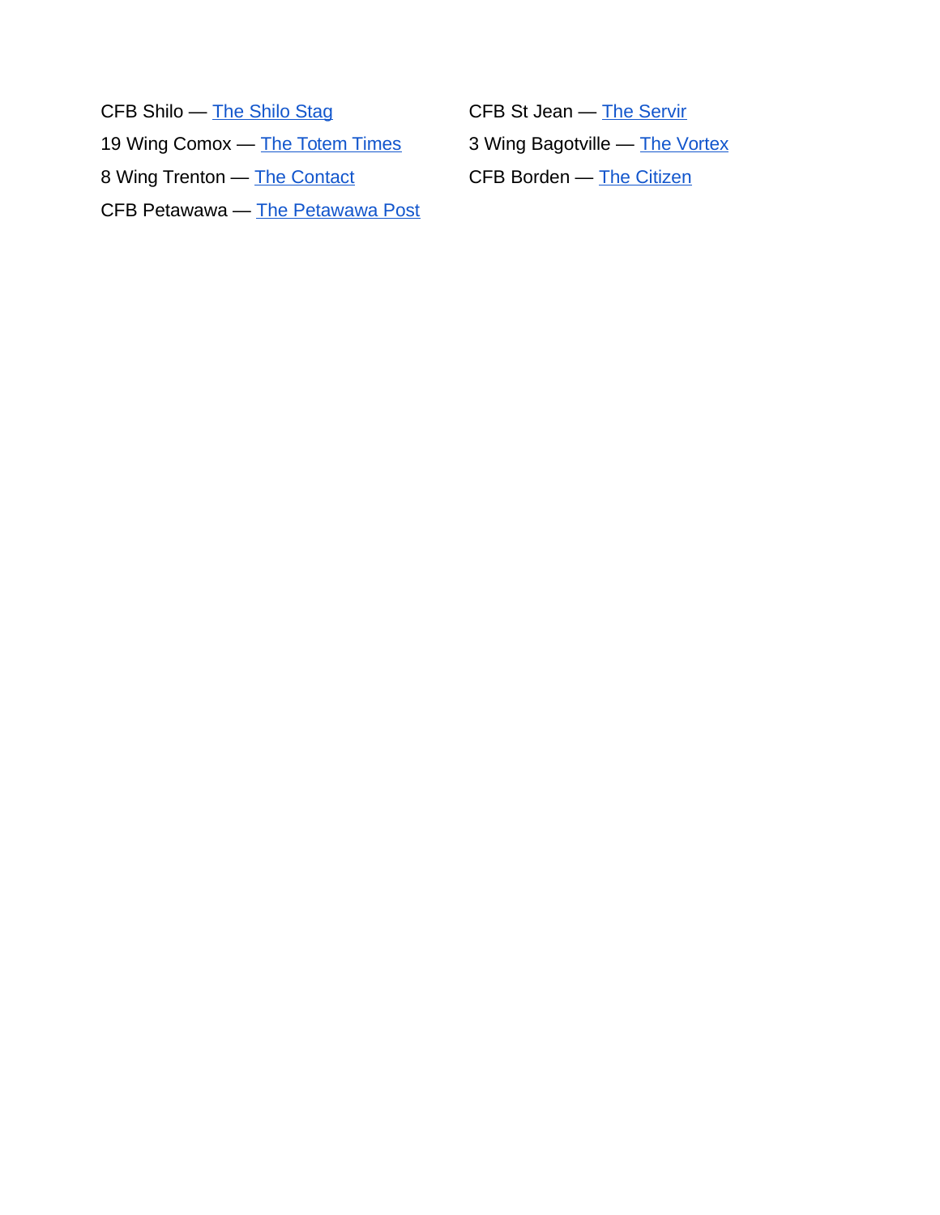CFB Shilo — The Shilo Stag

19 Wing Comox — The Totem Times

8 Wing Trenton — The Contact

CFB Petawawa — The Petawawa Post

CFB St Jean — The Servir

3 Wing Bagotville — The Vortex

CFB Borden — The Citizen